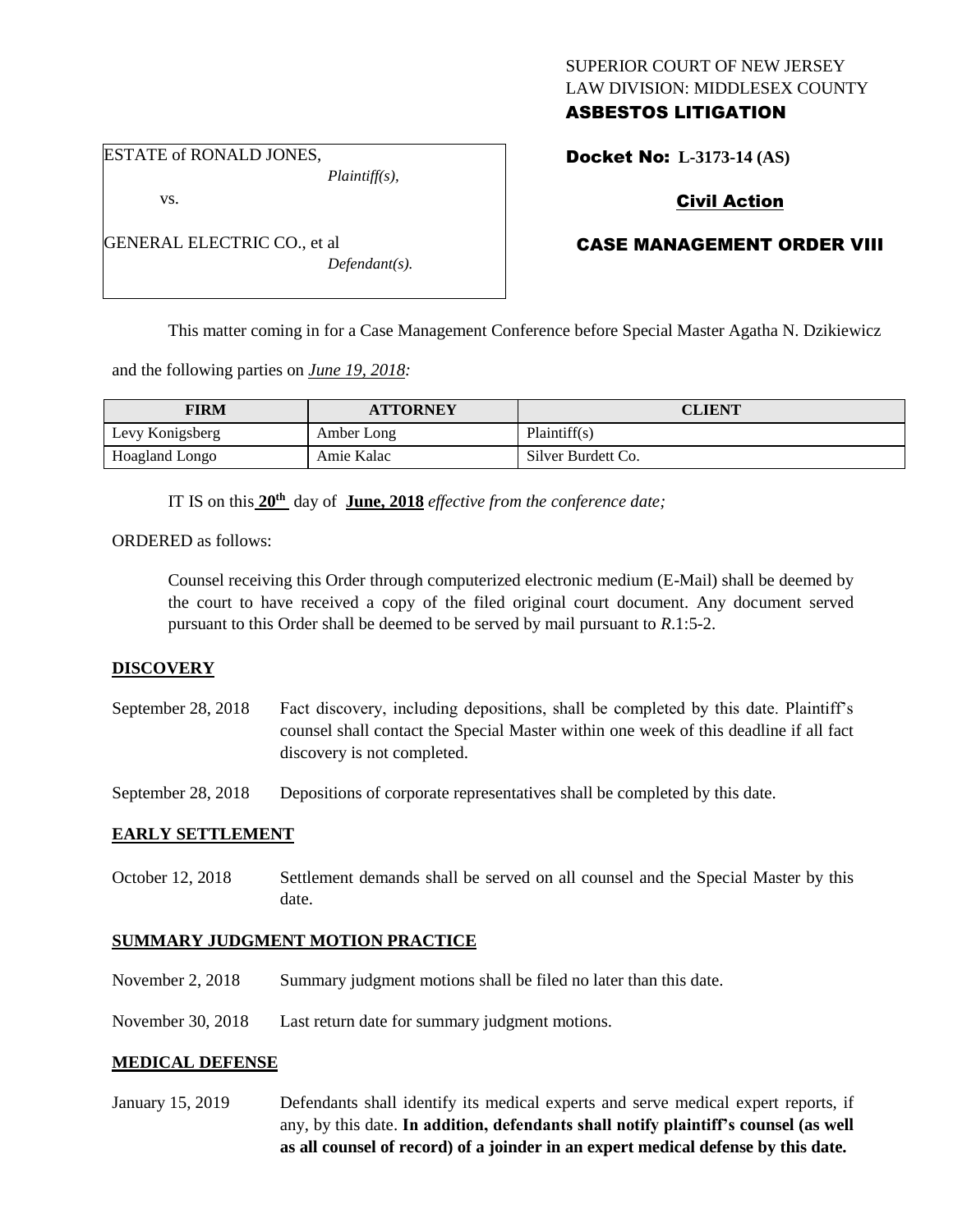SUPERIOR COURT OF NEW JERSEY
LAW DIVISION: MIDDLESEX COUNTY
**ASBESTOS LITIGATION**

ESTATE of RONALD JONES,
*Plaintiff(s),*

vs.

GENERAL ELECTRIC CO., et al
*Defendant(s).*

**Docket No: L-3173-14 (AS)**

**Civil Action**

**CASE MANAGEMENT ORDER VIII**

This matter coming in for a Case Management Conference before Special Master Agatha N. Dzikiewicz and the following parties on *June 19, 2018:*

| FIRM | ATTORNEY | CLIENT |
|---|---|---|
| Levy Konigsberg | Amber Long | Plaintiff(s) |
| Hoagland Longo | Amie Kalac | Silver Burdett Co. |

IT IS on this **20th** day of **June, 2018** *effective from the conference date;*

ORDERED as follows:

Counsel receiving this Order through computerized electronic medium (E-Mail) shall be deemed by the court to have received a copy of the filed original court document. Any document served pursuant to this Order shall be deemed to be served by mail pursuant to *R*.1:5-2.

**DISCOVERY**

September 28, 2018 — Fact discovery, including depositions, shall be completed by this date. Plaintiff's counsel shall contact the Special Master within one week of this deadline if all fact discovery is not completed.

September 28, 2018 — Depositions of corporate representatives shall be completed by this date.

**EARLY SETTLEMENT**

October 12, 2018 — Settlement demands shall be served on all counsel and the Special Master by this date.

**SUMMARY JUDGMENT MOTION PRACTICE**

November 2, 2018 — Summary judgment motions shall be filed no later than this date.

November 30, 2018 — Last return date for summary judgment motions.

**MEDICAL DEFENSE**

January 15, 2019 — Defendants shall identify its medical experts and serve medical expert reports, if any, by this date. **In addition, defendants shall notify plaintiff's counsel (as well as all counsel of record) of a joinder in an expert medical defense by this date.**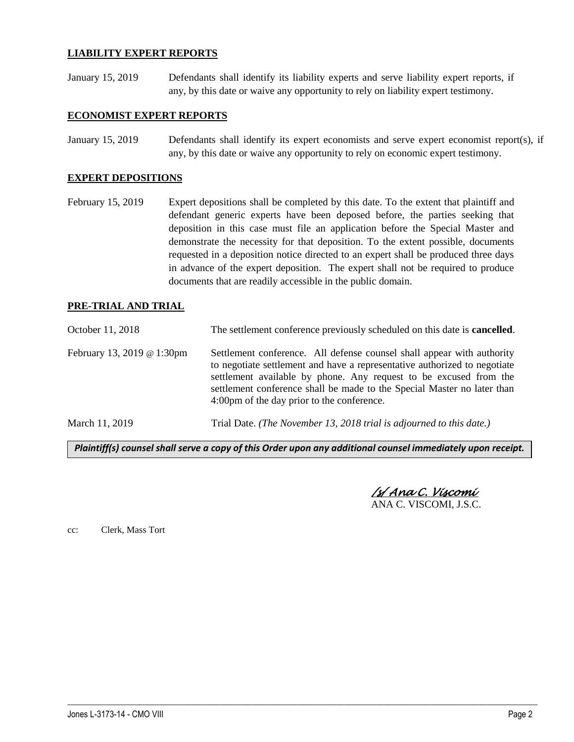**LIABILITY EXPERT REPORTS**

| | |
|---|---|
| January 15, 2019 | Defendants shall identify its liability experts and serve liability expert reports, if any, by this date or waive any opportunity to rely on liability expert testimony. |

**ECONOMIST EXPERT REPORTS**

| | |
|---|---|
| January 15, 2019 | Defendants shall identify its expert economists and serve expert economist report(s), if any, by this date or waive any opportunity to rely on economic expert testimony. |

**EXPERT DEPOSITIONS**

| | |
|---|---|
| February 15, 2019 | Expert depositions shall be completed by this date. To the extent that plaintiff and defendant generic experts have been deposed before, the parties seeking that deposition in this case must file an application before the Special Master and demonstrate the necessity for that deposition. To the extent possible, documents requested in a deposition notice directed to an expert shall be produced three days in advance of the expert deposition. The expert shall not be required to produce documents that are readily accessible in the public domain. |

**PRE-TRIAL AND TRIAL**

| | |
|---|---|
| October 11, 2018 | The settlement conference previously scheduled on this date is **cancelled**. |
| February 13, 2019 @ 1:30pm | Settlement conference. All defense counsel shall appear with authority to negotiate settlement and have a representative authorized to negotiate settlement available by phone. Any request to be excused from the settlement conference shall be made to the Special Master no later than 4:00pm of the day prior to the conference. |
| March 11, 2019 | Trial Date. *(The November 13, 2018 trial is adjourned to this date.)* |

***Plaintiff(s) counsel shall serve a copy of this Order upon any additional counsel immediately upon receipt.***

*/s/ Ana C. Viscomi*
ANA C. VISCOMI, J.S.C.

cc: Clerk, Mass Tort